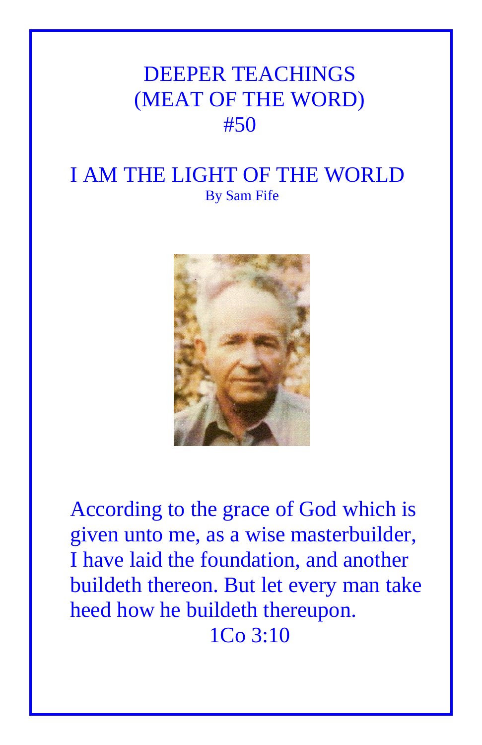# DEEPER TEACHINGS (MEAT OF THE WORD) #50

## I AM THE LIGHT OF THE WORLD

By Sam Fife

According to the grace of God which is given unto me, as a wise masterbuilder, I have laid the foundation, and another buildeth thereon. But let every man take heed how he buildeth thereupon.

1Co 3:10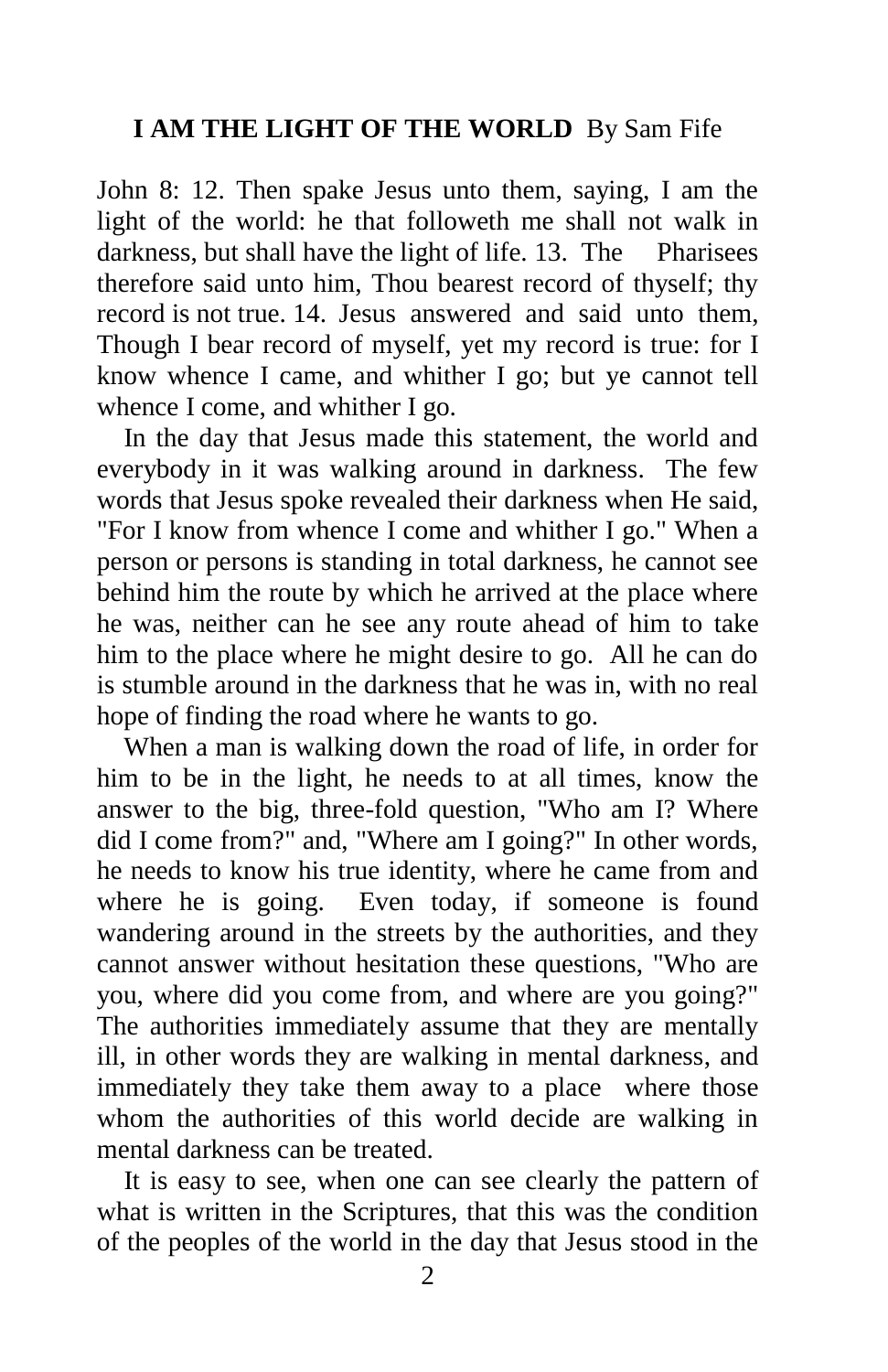**I AM THE LIGHT OF THE WORLD** By Sam Fife

John 8: 12. Then spake Jesus unto them, saying, I am the light of the world: he that followeth me shall not walk in darkness, but shall have the light of life. 13. The Pharisees therefore said unto him, Thou bearest record of thyself; thy record is not true. 14. Jesus answered and said unto them, Though I bear record of myself, yet my record is true: for I know whence I came, and whither I go; but ye cannot tell whence I come, and whither I go.

In the day that Jesus made this statement, the world and everybody in it was walking around in darkness. The few words that Jesus spoke revealed their darkness when He said, "For I know from whence I come and whither I go." When a person or persons is standing in total darkness, he cannot see behind him the route by which he arrived at the place where he was, neither can he see any route ahead of him to take him to the place where he might desire to go. All he can do is stumble around in the darkness that he was in, with no real hope of finding the road where he wants to go.

When a man is walking down the road of life, in order for him to be in the light, he needs to at all times, know the answer to the big, three-fold question, "Who am I? Where did I come from?" and, "Where am I going?" In other words, he needs to know his true identity, where he came from and where he is going. Even today, if someone is found wandering around in the streets by the authorities, and they cannot answer without hesitation these questions, "Who are you, where did you come from, and where are you going?" The authorities immediately assume that they are mentally ill, in other words they are walking in mental darkness, and immediately they take them away to a place where those whom the authorities of this world decide are walking in mental darkness can be treated.

It is easy to see, when one can see clearly the pattern of what is written in the Scriptures, that this was the condition of the peoples of the world in the day that Jesus stood in the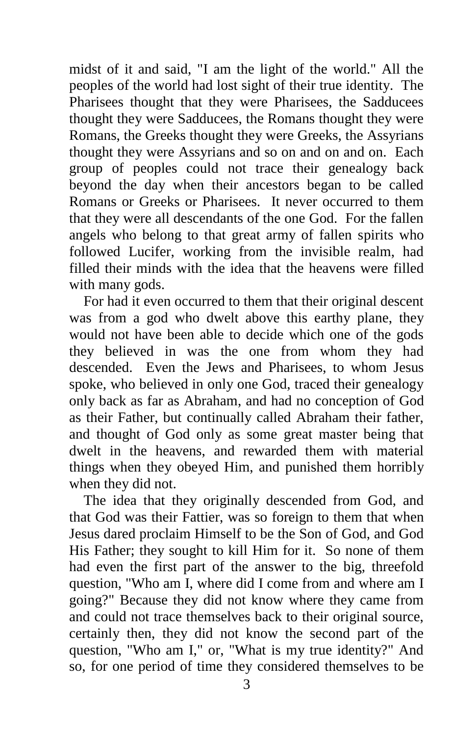midst of it and said, "I am the light of the world." All the peoples of the world had lost sight of their true identity. The Pharisees thought that they were Pharisees, the Sadducees thought they were Sadducees, the Romans thought they were Romans, the Greeks thought they were Greeks, the Assyrians thought they were Assyrians and so on and on and on. Each group of peoples could not trace their genealogy back beyond the day when their ancestors began to be called Romans or Greeks or Pharisees. It never occurred to them that they were all descendants of the one God. For the fallen angels who belong to that great army of fallen spirits who followed Lucifer, working from the invisible realm, had filled their minds with the idea that the heavens were filled with many gods.

For had it even occurred to them that their original descent was from a god who dwelt above this earthy plane, they would not have been able to decide which one of the gods they believed in was the one from whom they had descended. Even the Jews and Pharisees, to whom Jesus spoke, who believed in only one God, traced their genealogy only back as far as Abraham, and had no conception of God as their Father, but continually called Abraham their father, and thought of God only as some great master being that dwelt in the heavens, and rewarded them with material things when they obeyed Him, and punished them horribly when they did not.

The idea that they originally descended from God, and that God was their Fattier, was so foreign to them that when Jesus dared proclaim Himself to be the Son of God, and God His Father; they sought to kill Him for it. So none of them had even the first part of the answer to the big, threefold question, "Who am I, where did I come from and where am I going?" Because they did not know where they came from and could not trace themselves back to their original source, certainly then, they did not know the second part of the question, "Who am I," or, "What is my true identity?" And so, for one period of time they considered themselves to be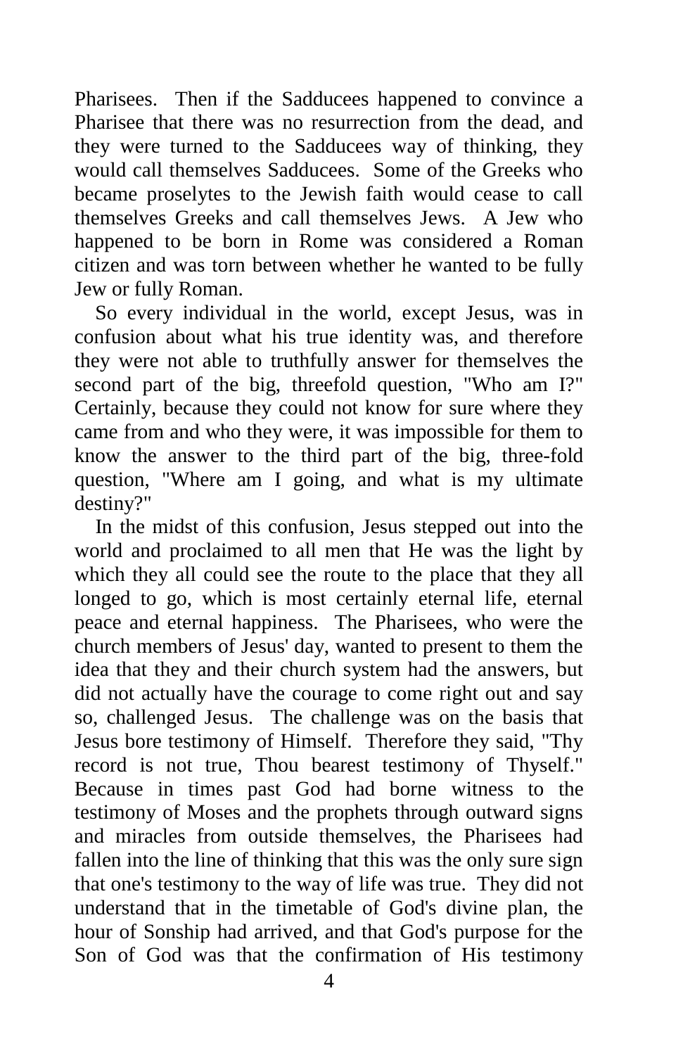Pharisees. Then if the Sadducees happened to convince a Pharisee that there was no resurrection from the dead, and they were turned to the Sadducees way of thinking, they would call themselves Sadducees. Some of the Greeks who became proselytes to the Jewish faith would cease to call themselves Greeks and call themselves Jews. A Jew who happened to be born in Rome was considered a Roman citizen and was torn between whether he wanted to be fully Jew or fully Roman.

So every individual in the world, except Jesus, was in confusion about what his true identity was, and therefore they were not able to truthfully answer for themselves the second part of the big, threefold question, "Who am I?" Certainly, because they could not know for sure where they came from and who they were, it was impossible for them to know the answer to the third part of the big, three-fold question, "Where am I going, and what is my ultimate destiny?"

In the midst of this confusion, Jesus stepped out into the world and proclaimed to all men that He was the light by which they all could see the route to the place that they all longed to go, which is most certainly eternal life, eternal peace and eternal happiness. The Pharisees, who were the church members of Jesus' day, wanted to present to them the idea that they and their church system had the answers, but did not actually have the courage to come right out and say so, challenged Jesus. The challenge was on the basis that Jesus bore testimony of Himself. Therefore they said, "Thy record is not true, Thou bearest testimony of Thyself." Because in times past God had borne witness to the testimony of Moses and the prophets through outward signs and miracles from outside themselves, the Pharisees had fallen into the line of thinking that this was the only sure sign that one's testimony to the way of life was true. They did not understand that in the timetable of God's divine plan, the hour of Sonship had arrived, and that God's purpose for the Son of God was that the confirmation of His testimony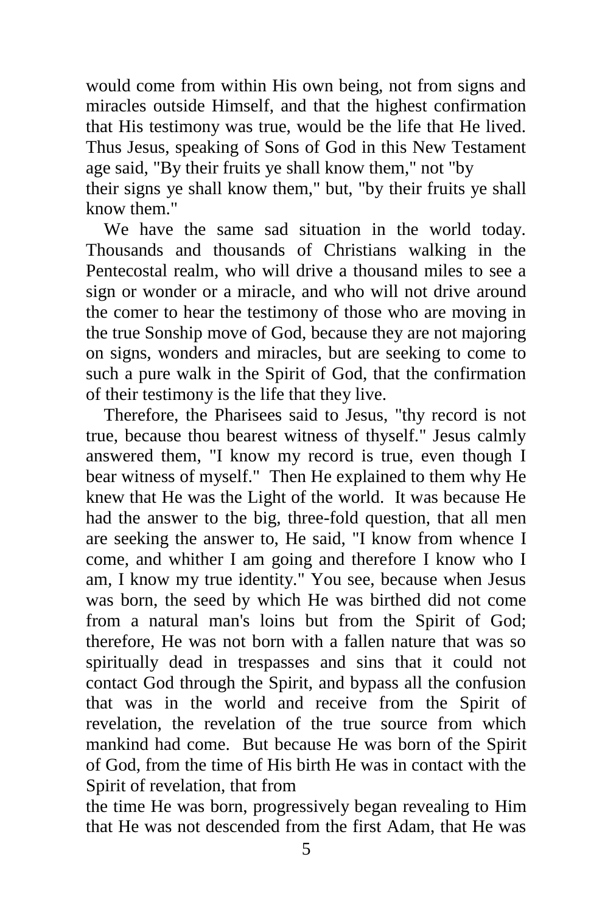would come from within His own being, not from signs and miracles outside Himself, and that the highest confirmation that His testimony was true, would be the life that He lived. Thus Jesus, speaking of Sons of God in this New Testament age said, "By their fruits ye shall know them," not "by their signs ye shall know them," but, "by their fruits ye shall know them."

We have the same sad situation in the world today. Thousands and thousands of Christians walking in the Pentecostal realm, who will drive a thousand miles to see a sign or wonder or a miracle, and who will not drive around the comer to hear the testimony of those who are moving in the true Sonship move of God, because they are not majoring on signs, wonders and miracles, but are seeking to come to such a pure walk in the Spirit of God, that the confirmation of their testimony is the life that they live.

Therefore, the Pharisees said to Jesus, "thy record is not true, because thou bearest witness of thyself." Jesus calmly answered them, "I know my record is true, even though I bear witness of myself." Then He explained to them why He knew that He was the Light of the world. It was because He had the answer to the big, three-fold question, that all men are seeking the answer to, He said, "I know from whence I come, and whither I am going and therefore I know who I am, I know my true identity." You see, because when Jesus was born, the seed by which He was birthed did not come from a natural man's loins but from the Spirit of God; therefore, He was not born with a fallen nature that was so spiritually dead in trespasses and sins that it could not contact God through the Spirit, and bypass all the confusion that was in the world and receive from the Spirit of revelation, the revelation of the true source from which mankind had come. But because He was born of the Spirit of God, from the time of His birth He was in contact with the Spirit of revelation, that from the time He was born, progressively began revealing to Him that He was not descended from the first Adam, that He was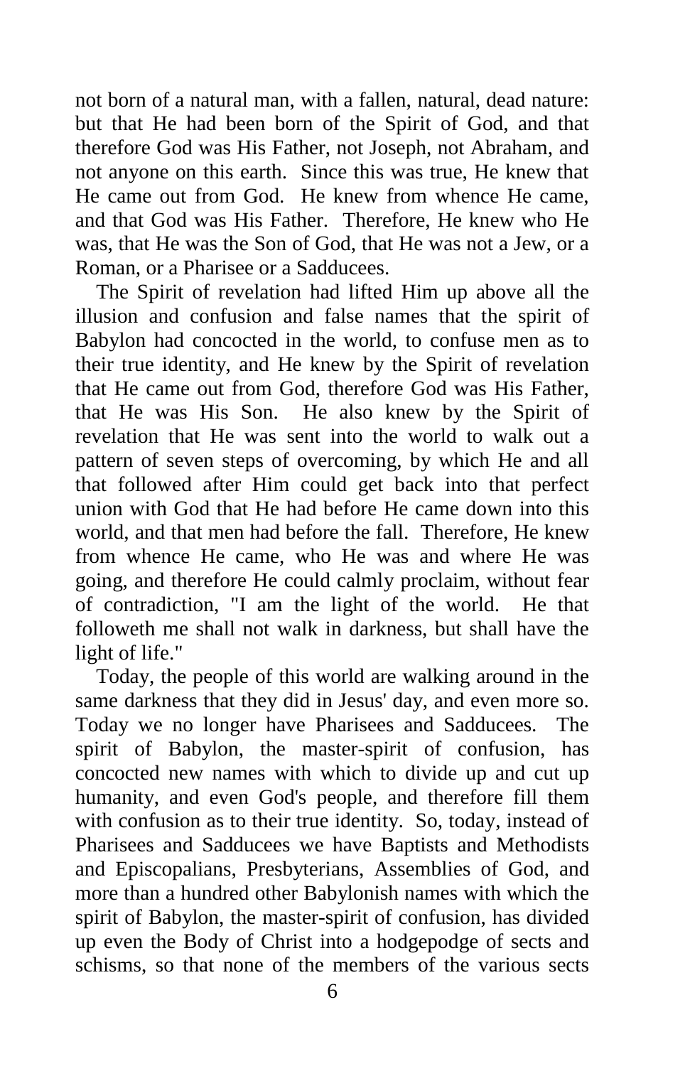not born of a natural man, with a fallen, natural, dead nature: but that He had been born of the Spirit of God, and that therefore God was His Father, not Joseph, not Abraham, and not anyone on this earth. Since this was true, He knew that He came out from God. He knew from whence He came, and that God was His Father. Therefore, He knew who He was, that He was the Son of God, that He was not a Jew, or a Roman, or a Pharisee or a Sadducees.

The Spirit of revelation had lifted Him up above all the illusion and confusion and false names that the spirit of Babylon had concocted in the world, to confuse men as to their true identity, and He knew by the Spirit of revelation that He came out from God, therefore God was His Father, that He was His Son. He also knew by the Spirit of revelation that He was sent into the world to walk out a pattern of seven steps of overcoming, by which He and all that followed after Him could get back into that perfect union with God that He had before He came down into this world, and that men had before the fall. Therefore, He knew from whence He came, who He was and where He was going, and therefore He could calmly proclaim, without fear of contradiction, "I am the light of the world. He that followeth me shall not walk in darkness, but shall have the light of life."

Today, the people of this world are walking around in the same darkness that they did in Jesus' day, and even more so. Today we no longer have Pharisees and Sadducees. The spirit of Babylon, the master-spirit of confusion, has concocted new names with which to divide up and cut up humanity, and even God's people, and therefore fill them with confusion as to their true identity. So, today, instead of Pharisees and Sadducees we have Baptists and Methodists and Episcopalians, Presbyterians, Assemblies of God, and more than a hundred other Babylonish names with which the spirit of Babylon, the master-spirit of confusion, has divided up even the Body of Christ into a hodgepodge of sects and schisms, so that none of the members of the various sects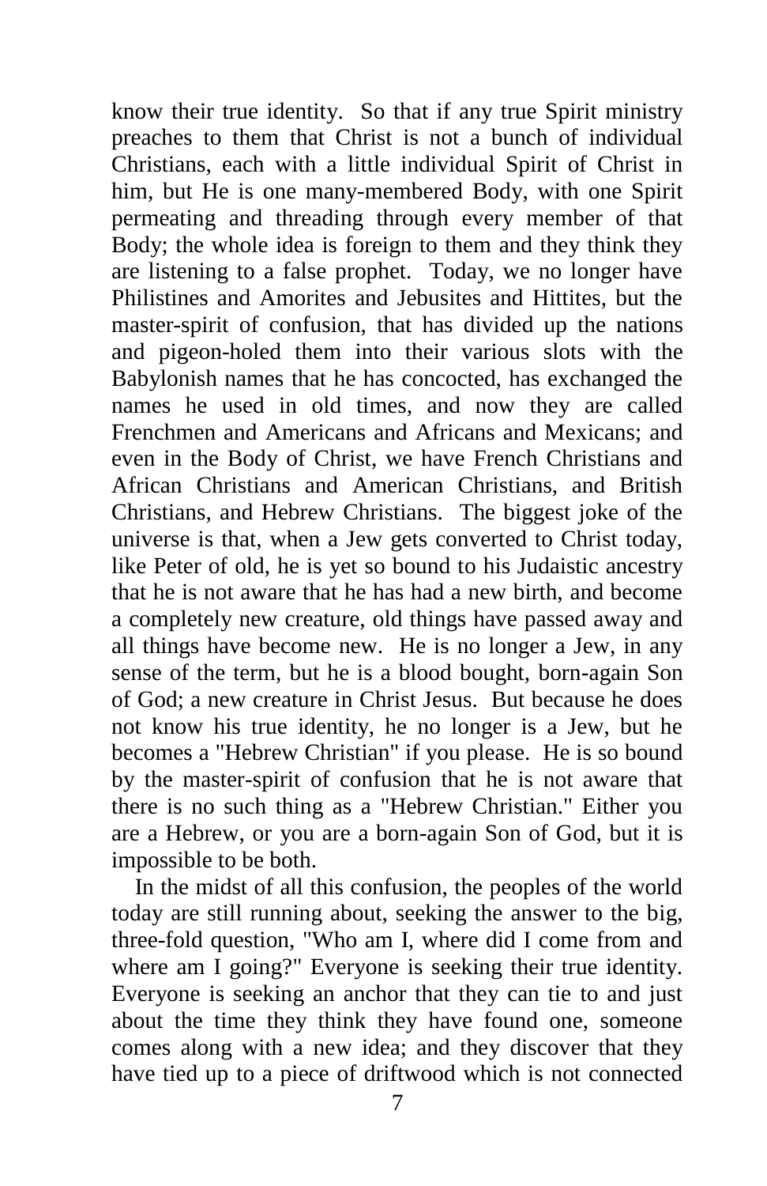know their true identity. So that if any true Spirit ministry preaches to them that Christ is not a bunch of individual Christians, each with a little individual Spirit of Christ in him, but He is one many-membered Body, with one Spirit permeating and threading through every member of that Body; the whole idea is foreign to them and they think they are listening to a false prophet. Today, we no longer have Philistines and Amorites and Jebusites and Hittites, but the master-spirit of confusion, that has divided up the nations and pigeon-holed them into their various slots with the Babylonish names that he has concocted, has exchanged the names he used in old times, and now they are called Frenchmen and Americans and Africans and Mexicans; and even in the Body of Christ, we have French Christians and African Christians and American Christians, and British Christians, and Hebrew Christians. The biggest joke of the universe is that, when a Jew gets converted to Christ today, like Peter of old, he is yet so bound to his Judaistic ancestry that he is not aware that he has had a new birth, and become a completely new creature, old things have passed away and all things have become new. He is no longer a Jew, in any sense of the term, but he is a blood bought, born-again Son of God; a new creature in Christ Jesus. But because he does not know his true identity, he no longer is a Jew, but he becomes a "Hebrew Christian" if you please. He is so bound by the master-spirit of confusion that he is not aware that there is no such thing as a "Hebrew Christian." Either you are a Hebrew, or you are a born-again Son of God, but it is impossible to be both.

In the midst of all this confusion, the peoples of the world today are still running about, seeking the answer to the big, three-fold question, "Who am I, where did I come from and where am I going?" Everyone is seeking their true identity. Everyone is seeking an anchor that they can tie to and just about the time they think they have found one, someone comes along with a new idea; and they discover that they have tied up to a piece of driftwood which is not connected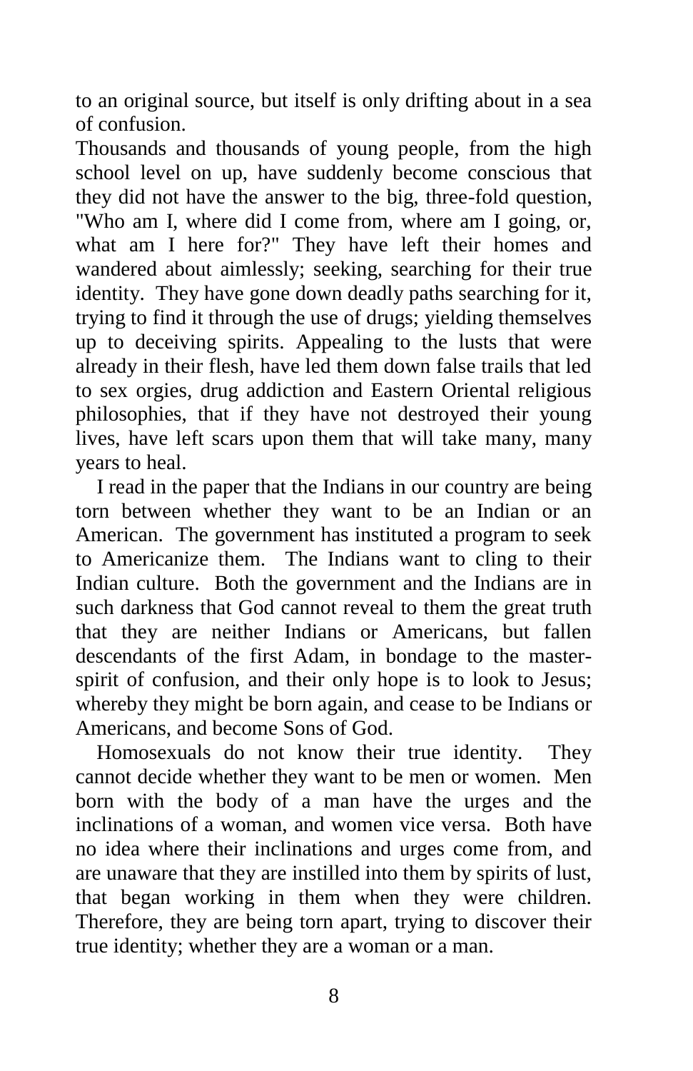to an original source, but itself is only drifting about in a sea of confusion.

Thousands and thousands of young people, from the high school level on up, have suddenly become conscious that they did not have the answer to the big, three-fold question, "Who am I, where did I come from, where am I going, or, what am I here for?" They have left their homes and wandered about aimlessly; seeking, searching for their true identity. They have gone down deadly paths searching for it, trying to find it through the use of drugs; yielding themselves up to deceiving spirits. Appealing to the lusts that were already in their flesh, have led them down false trails that led to sex orgies, drug addiction and Eastern Oriental religious philosophies, that if they have not destroyed their young lives, have left scars upon them that will take many, many years to heal.

I read in the paper that the Indians in our country are being torn between whether they want to be an Indian or an American. The government has instituted a program to seek to Americanize them. The Indians want to cling to their Indian culture. Both the government and the Indians are in such darkness that God cannot reveal to them the great truth that they are neither Indians or Americans, but fallen descendants of the first Adam, in bondage to the master-spirit of confusion, and their only hope is to look to Jesus; whereby they might be born again, and cease to be Indians or Americans, and become Sons of God.

Homosexuals do not know their true identity. They cannot decide whether they want to be men or women. Men born with the body of a man have the urges and the inclinations of a woman, and women vice versa. Both have no idea where their inclinations and urges come from, and are unaware that they are instilled into them by spirits of lust, that began working in them when they were children. Therefore, they are being torn apart, trying to discover their true identity; whether they are a woman or a man.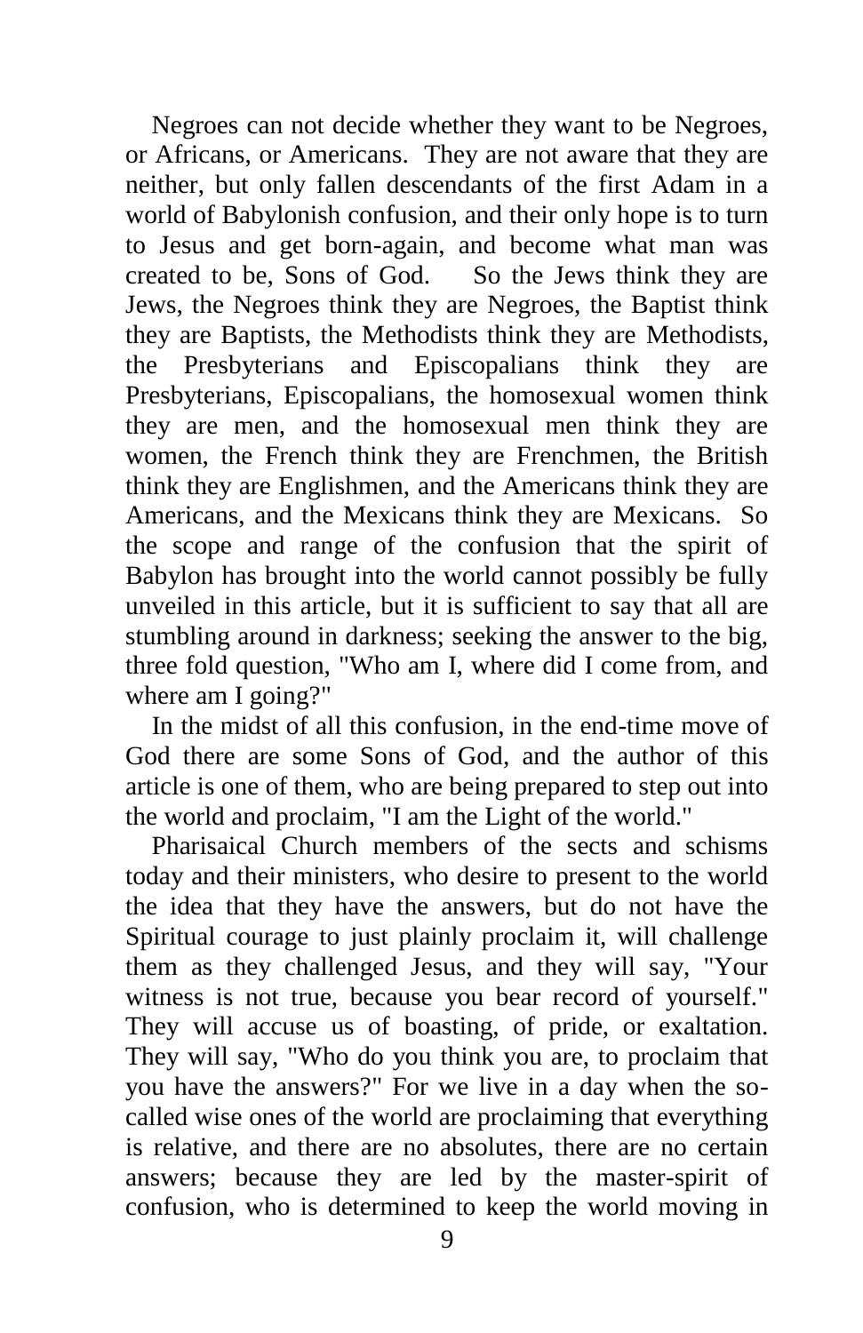Negroes can not decide whether they want to be Negroes, or Africans, or Americans. They are not aware that they are neither, but only fallen descendants of the first Adam in a world of Babylonish confusion, and their only hope is to turn to Jesus and get born-again, and become what man was created to be, Sons of God. So the Jews think they are Jews, the Negroes think they are Negroes, the Baptist think they are Baptists, the Methodists think they are Methodists, the Presbyterians and Episcopalians think they are Presbyterians, Episcopalians, the homosexual women think they are men, and the homosexual men think they are women, the French think they are Frenchmen, the British think they are Englishmen, and the Americans think they are Americans, and the Mexicans think they are Mexicans. So the scope and range of the confusion that the spirit of Babylon has brought into the world cannot possibly be fully unveiled in this article, but it is sufficient to say that all are stumbling around in darkness; seeking the answer to the big, three fold question, "Who am I, where did I come from, and where am I going?"

In the midst of all this confusion, in the end-time move of God there are some Sons of God, and the author of this article is one of them, who are being prepared to step out into the world and proclaim, "I am the Light of the world."

Pharisaical Church members of the sects and schisms today and their ministers, who desire to present to the world the idea that they have the answers, but do not have the Spiritual courage to just plainly proclaim it, will challenge them as they challenged Jesus, and they will say, "Your witness is not true, because you bear record of yourself." They will accuse us of boasting, of pride, or exaltation. They will say, "Who do you think you are, to proclaim that you have the answers?" For we live in a day when the so-called wise ones of the world are proclaiming that everything is relative, and there are no absolutes, there are no certain answers; because they are led by the master-spirit of confusion, who is determined to keep the world moving in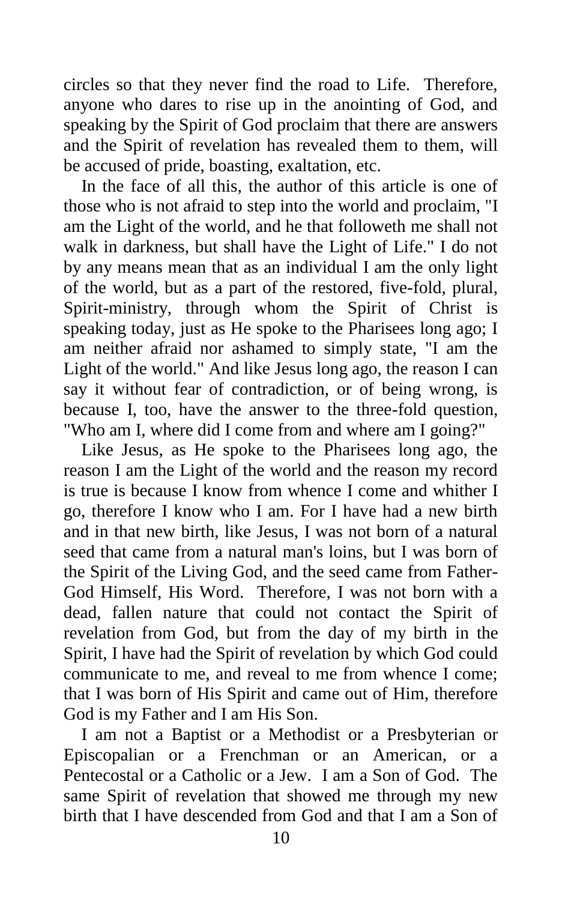circles so that they never find the road to Life. Therefore, anyone who dares to rise up in the anointing of God, and speaking by the Spirit of God proclaim that there are answers and the Spirit of revelation has revealed them to them, will be accused of pride, boasting, exaltation, etc.

In the face of all this, the author of this article is one of those who is not afraid to step into the world and proclaim, "I am the Light of the world, and he that followeth me shall not walk in darkness, but shall have the Light of Life." I do not by any means mean that as an individual I am the only light of the world, but as a part of the restored, five-fold, plural, Spirit-ministry, through whom the Spirit of Christ is speaking today, just as He spoke to the Pharisees long ago; I am neither afraid nor ashamed to simply state, "I am the Light of the world." And like Jesus long ago, the reason I can say it without fear of contradiction, or of being wrong, is because I, too, have the answer to the three-fold question, "Who am I, where did I come from and where am I going?"

Like Jesus, as He spoke to the Pharisees long ago, the reason I am the Light of the world and the reason my record is true is because I know from whence I come and whither I go, therefore I know who I am. For I have had a new birth and in that new birth, like Jesus, I was not born of a natural seed that came from a natural man's loins, but I was born of the Spirit of the Living God, and the seed came from Father-God Himself, His Word. Therefore, I was not born with a dead, fallen nature that could not contact the Spirit of revelation from God, but from the day of my birth in the Spirit, I have had the Spirit of revelation by which God could communicate to me, and reveal to me from whence I come; that I was born of His Spirit and came out of Him, therefore God is my Father and I am His Son.

I am not a Baptist or a Methodist or a Presbyterian or Episcopalian or a Frenchman or an American, or a Pentecostal or a Catholic or a Jew. I am a Son of God. The same Spirit of revelation that showed me through my new birth that I have descended from God and that I am a Son of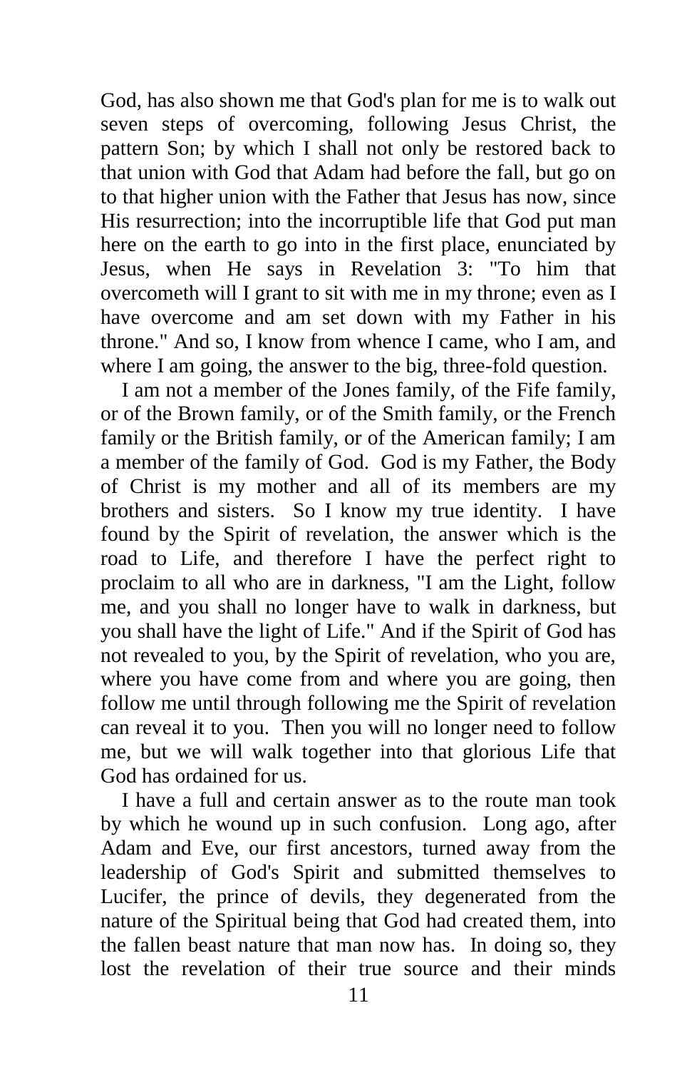God, has also shown me that God's plan for me is to walk out seven steps of overcoming, following Jesus Christ, the pattern Son; by which I shall not only be restored back to that union with God that Adam had before the fall, but go on to that higher union with the Father that Jesus has now, since His resurrection; into the incorruptible life that God put man here on the earth to go into in the first place, enunciated by Jesus, when He says in Revelation 3: "To him that overcometh will I grant to sit with me in my throne; even as I have overcome and am set down with my Father in his throne." And so, I know from whence I came, who I am, and where I am going, the answer to the big, three-fold question.

I am not a member of the Jones family, of the Fife family, or of the Brown family, or of the Smith family, or the French family or the British family, or of the American family; I am a member of the family of God. God is my Father, the Body of Christ is my mother and all of its members are my brothers and sisters. So I know my true identity. I have found by the Spirit of revelation, the answer which is the road to Life, and therefore I have the perfect right to proclaim to all who are in darkness, "I am the Light, follow me, and you shall no longer have to walk in darkness, but you shall have the light of Life." And if the Spirit of God has not revealed to you, by the Spirit of revelation, who you are, where you have come from and where you are going, then follow me until through following me the Spirit of revelation can reveal it to you. Then you will no longer need to follow me, but we will walk together into that glorious Life that God has ordained for us.

I have a full and certain answer as to the route man took by which he wound up in such confusion. Long ago, after Adam and Eve, our first ancestors, turned away from the leadership of God's Spirit and submitted themselves to Lucifer, the prince of devils, they degenerated from the nature of the Spiritual being that God had created them, into the fallen beast nature that man now has. In doing so, they lost the revelation of their true source and their minds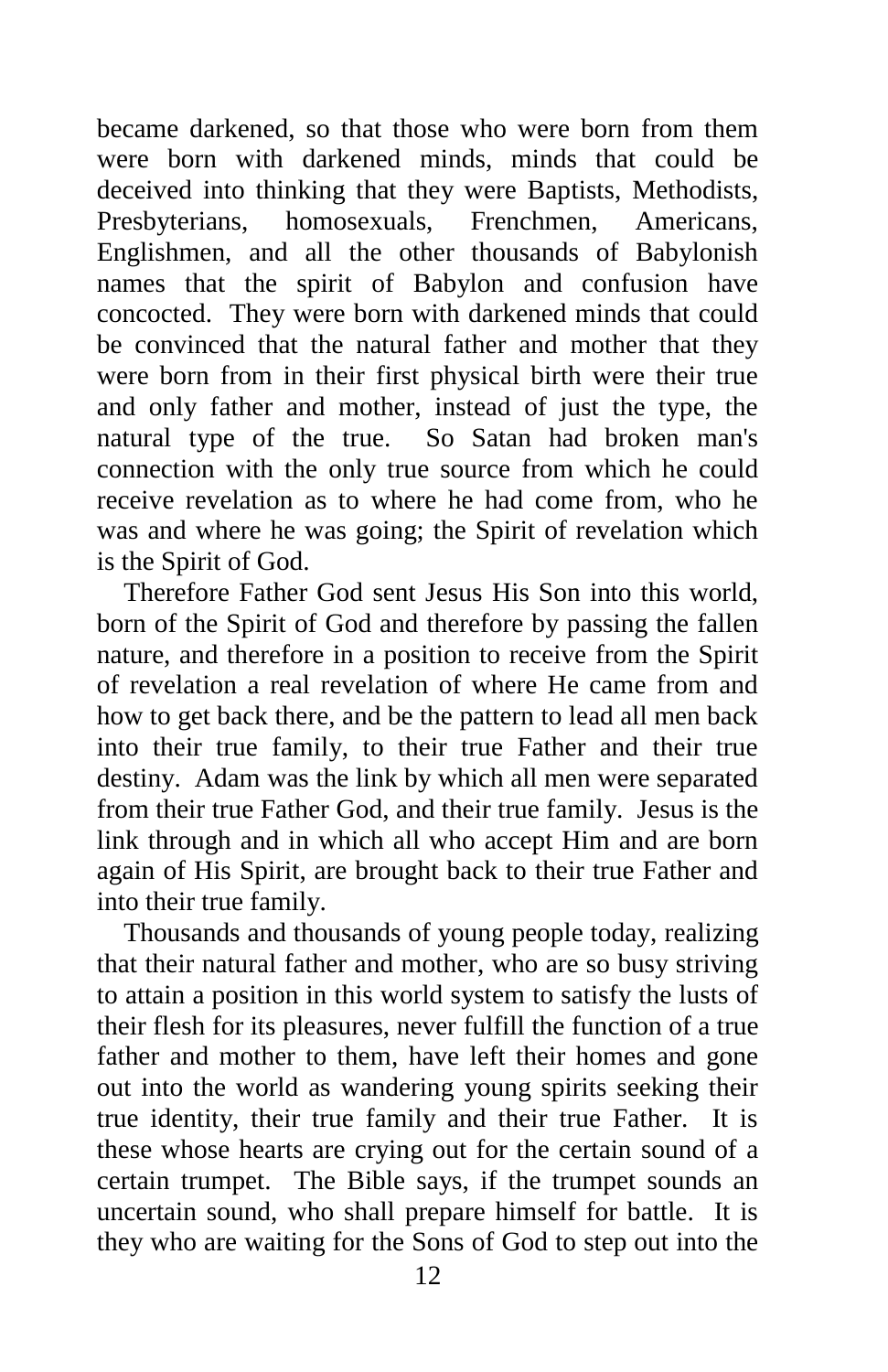became darkened, so that those who were born from them were born with darkened minds, minds that could be deceived into thinking that they were Baptists, Methodists, Presbyterians, homosexuals, Frenchmen, Americans, Englishmen, and all the other thousands of Babylonish names that the spirit of Babylon and confusion have concocted. They were born with darkened minds that could be convinced that the natural father and mother that they were born from in their first physical birth were their true and only father and mother, instead of just the type, the natural type of the true. So Satan had broken man's connection with the only true source from which he could receive revelation as to where he had come from, who he was and where he was going; the Spirit of revelation which is the Spirit of God.

Therefore Father God sent Jesus His Son into this world, born of the Spirit of God and therefore by passing the fallen nature, and therefore in a position to receive from the Spirit of revelation a real revelation of where He came from and how to get back there, and be the pattern to lead all men back into their true family, to their true Father and their true destiny. Adam was the link by which all men were separated from their true Father God, and their true family. Jesus is the link through and in which all who accept Him and are born again of His Spirit, are brought back to their true Father and into their true family.

Thousands and thousands of young people today, realizing that their natural father and mother, who are so busy striving to attain a position in this world system to satisfy the lusts of their flesh for its pleasures, never fulfill the function of a true father and mother to them, have left their homes and gone out into the world as wandering young spirits seeking their true identity, their true family and their true Father. It is these whose hearts are crying out for the certain sound of a certain trumpet. The Bible says, if the trumpet sounds an uncertain sound, who shall prepare himself for battle. It is they who are waiting for the Sons of God to step out into the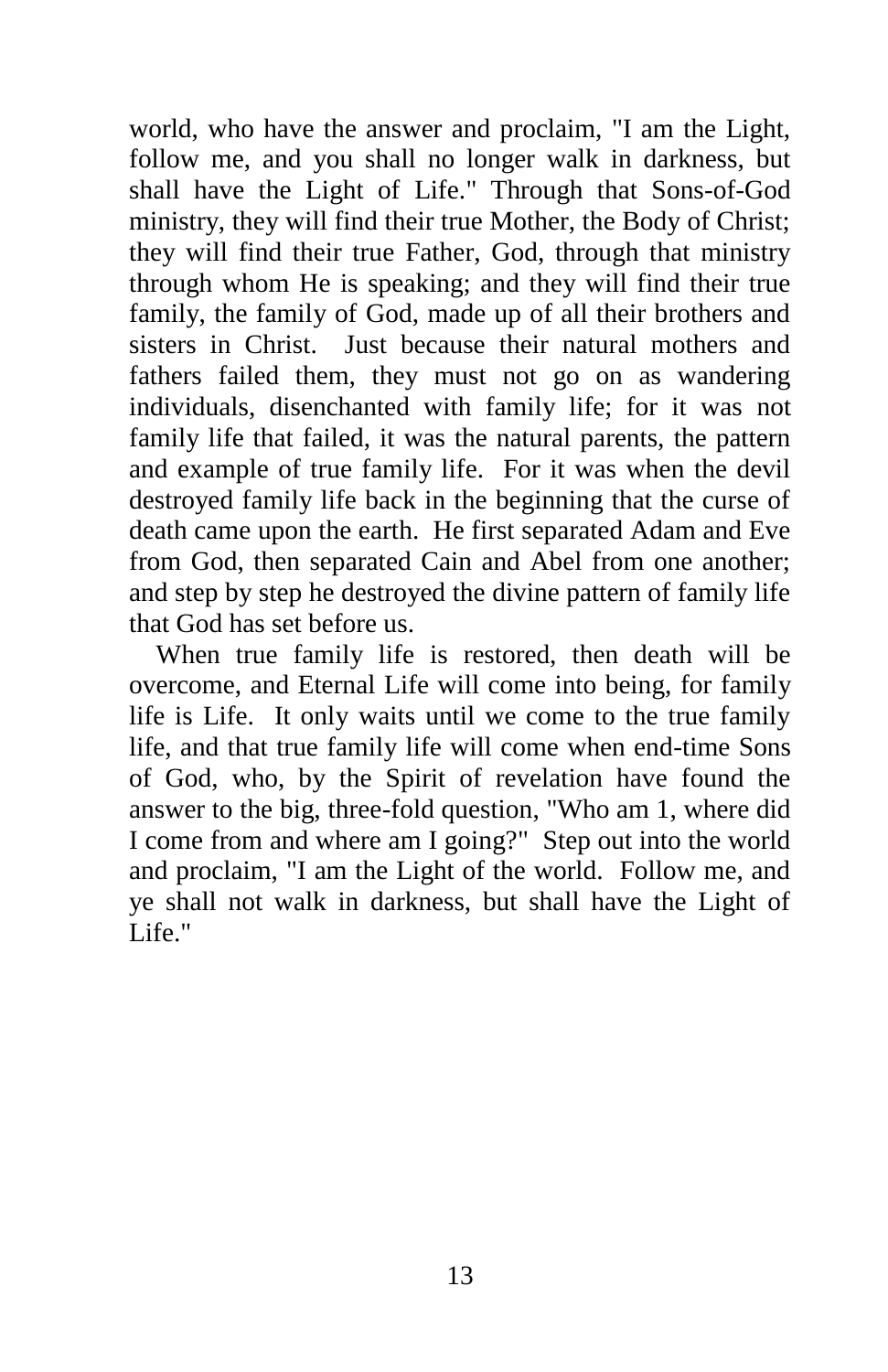world, who have the answer and proclaim, "I am the Light, follow me, and you shall no longer walk in darkness, but shall have the Light of Life." Through that Sons-of-God ministry, they will find their true Mother, the Body of Christ; they will find their true Father, God, through that ministry through whom He is speaking; and they will find their true family, the family of God, made up of all their brothers and sisters in Christ. Just because their natural mothers and fathers failed them, they must not go on as wandering individuals, disenchanted with family life; for it was not family life that failed, it was the natural parents, the pattern and example of true family life. For it was when the devil destroyed family life back in the beginning that the curse of death came upon the earth. He first separated Adam and Eve from God, then separated Cain and Abel from one another; and step by step he destroyed the divine pattern of family life that God has set before us.

When true family life is restored, then death will be overcome, and Eternal Life will come into being, for family life is Life. It only waits until we come to the true family life, and that true family life will come when end-time Sons of God, who, by the Spirit of revelation have found the answer to the big, three-fold question, "Who am 1, where did I come from and where am I going?" Step out into the world and proclaim, "I am the Light of the world. Follow me, and ye shall not walk in darkness, but shall have the Light of Life."